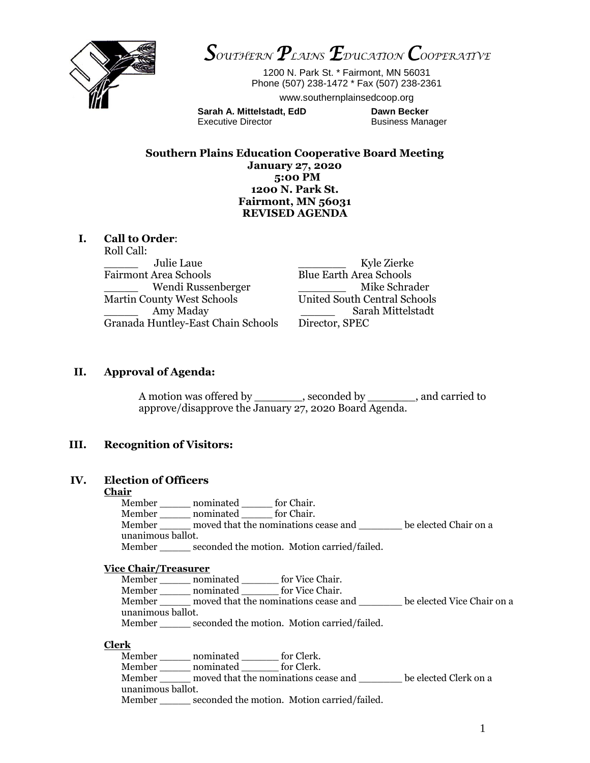# SOUTHERN PLAINS EDUCATION COOPERATIVE

1200 N. Park St. * Fairmont, MN 56031
Phone (507) 238-1472 * Fax (507) 238-2361
www.southernplainsedcoop.org

**Sarah A. Mittelstadt, EdD**
Executive Director

**Dawn Becker**
Business Manager

**Southern Plains Education Cooperative Board Meeting**
**January 27, 2020**
**5:00 PM**
**1200 N. Park St.**
**Fairmont, MN 56031**
**REVISED AGENDA**

## I. Call to Order:

Roll Call:

| | |
|---|---|
| _____ Julie Laue<br>Fairmont Area Schools | _______ Kyle Zierke<br>Blue Earth Area Schools |
| _____ Wendi Russenberger<br>Martin County West Schools | _______ Mike Schrader<br>United South Central Schools |
| _____ Amy Maday<br>Granada Huntley-East Chain Schools | _____ Sarah Mittelstadt<br>Director, SPEC |

## II. Approval of Agenda:

A motion was offered by _______, seconded by _______, and carried to approve/disapprove the January 27, 2020 Board Agenda.

## III. Recognition of Visitors:

## IV. Election of Officers

**Chair**

Member _____ nominated _____ for Chair.
Member _____ nominated _____ for Chair.
Member _____ moved that the nominations cease and _______ be elected Chair on a unanimous ballot.
Member _____ seconded the motion. Motion carried/failed.

**Vice Chair/Treasurer**

Member _____ nominated ______ for Vice Chair.
Member _____ nominated ______ for Vice Chair.
Member _____ moved that the nominations cease and _______ be elected Vice Chair on a unanimous ballot.
Member _____ seconded the motion. Motion carried/failed.

**Clerk**

Member _____ nominated ______ for Clerk.
Member _____ nominated ______ for Clerk.
Member _____ moved that the nominations cease and _______ be elected Clerk on a unanimous ballot.
Member _____ seconded the motion. Motion carried/failed.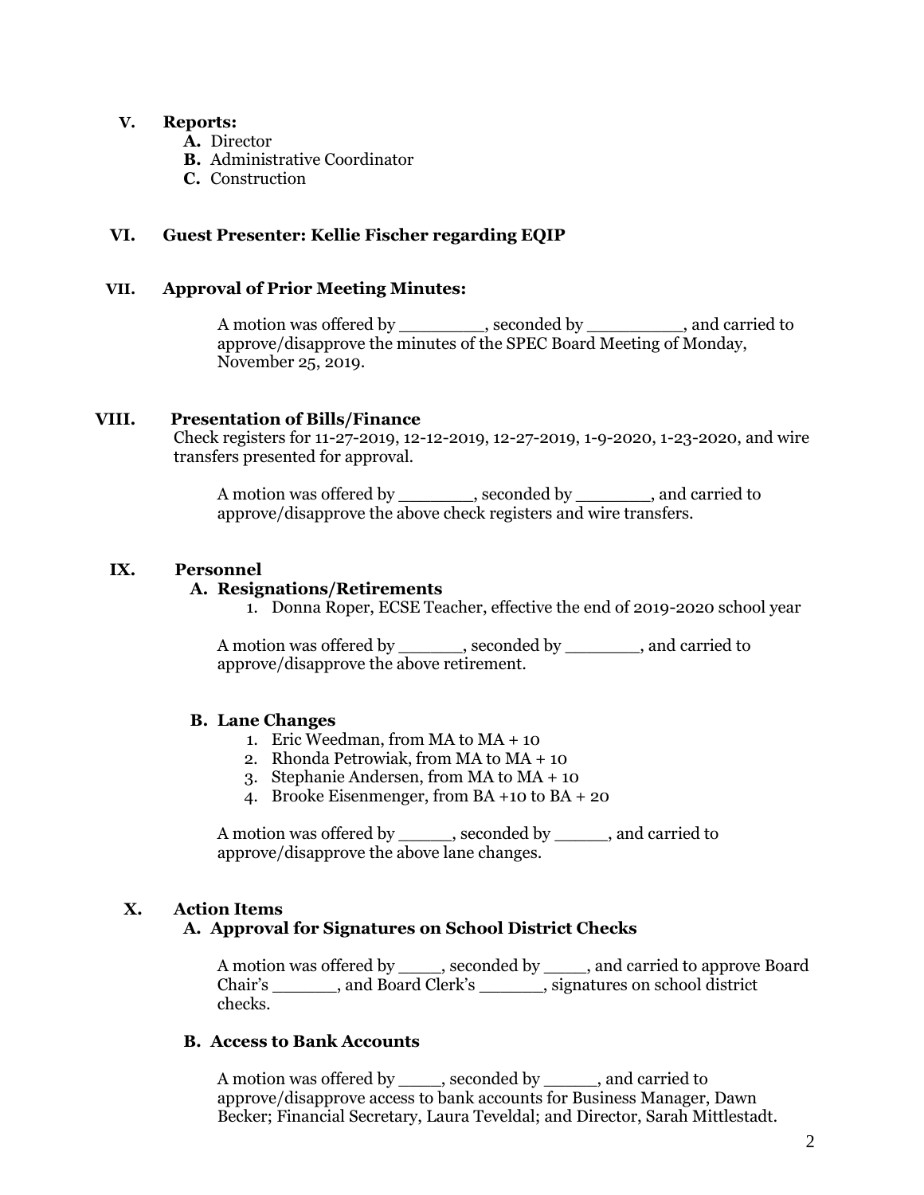## V. Reports:

- **A.** Director
- **B.** Administrative Coordinator
- **C.** Construction

## VI. Guest Presenter: Kellie Fischer regarding EQIP

## VII. Approval of Prior Meeting Minutes:

A motion was offered by ________, seconded by _________, and carried to approve/disapprove the minutes of the SPEC Board Meeting of Monday, November 25, 2019.

## VIII. Presentation of Bills/Finance

Check registers for 11-27-2019, 12-12-2019, 12-27-2019, 1-9-2020, 1-23-2020, and wire transfers presented for approval.

A motion was offered by _______, seconded by _______, and carried to approve/disapprove the above check registers and wire transfers.

## IX. Personnel

### A. Resignations/Retirements

1. Donna Roper, ECSE Teacher, effective the end of 2019-2020 school year

A motion was offered by ______, seconded by _______, and carried to approve/disapprove the above retirement.

### B. Lane Changes

1. Eric Weedman, from MA to MA + 10
2. Rhonda Petrowiak, from MA to MA + 10
3. Stephanie Andersen, from MA to MA + 10
4. Brooke Eisenmenger, from BA +10 to BA + 20

A motion was offered by _____, seconded by _____, and carried to approve/disapprove the above lane changes.

## X. Action Items

### A. Approval for Signatures on School District Checks

A motion was offered by ____, seconded by ____, and carried to approve Board Chair's ______, and Board Clerk's ______, signatures on school district checks.

### B. Access to Bank Accounts

A motion was offered by ____, seconded by _____, and carried to approve/disapprove access to bank accounts for Business Manager, Dawn Becker; Financial Secretary, Laura Teveldal; and Director, Sarah Mittlestadt.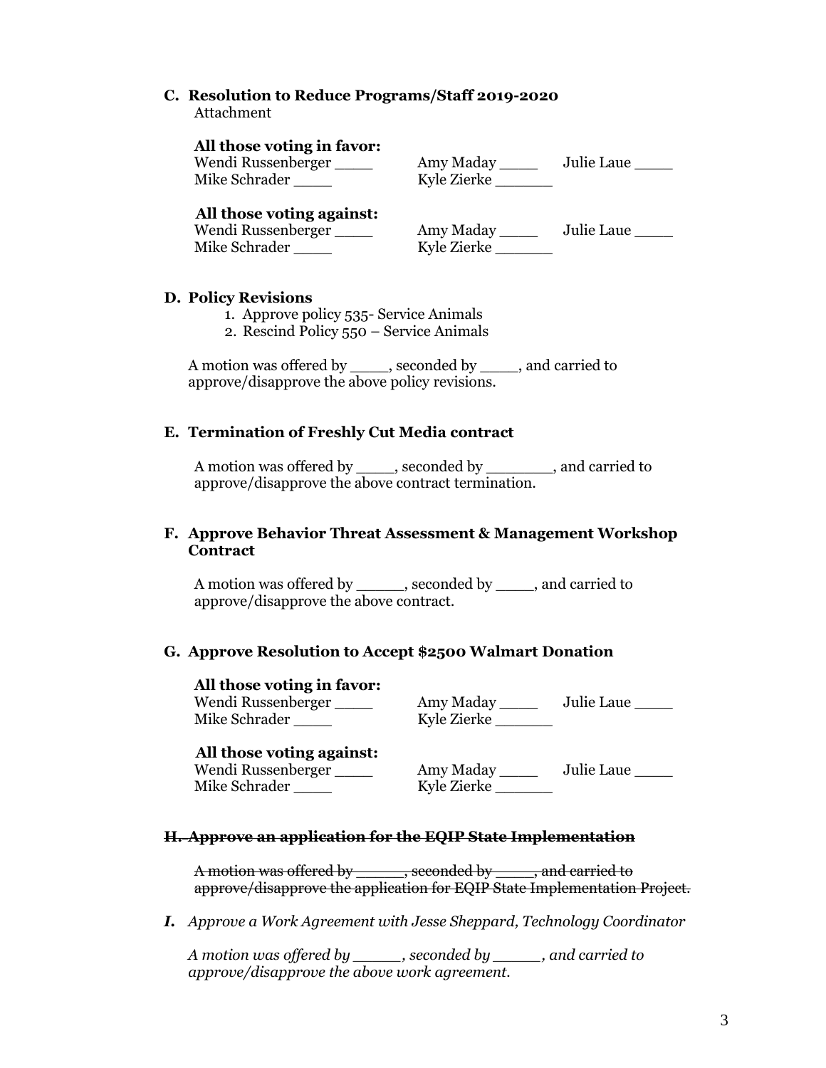**C. Resolution to Reduce Programs/Staff 2019-2020**
Attachment

**All those voting in favor:**
Wendi Russenberger ____ Amy Maday ____ Julie Laue ____
Mike Schrader ____ Kyle Zierke ______

**All those voting against:**
Wendi Russenberger ____ Amy Maday ____ Julie Laue ____
Mike Schrader ____ Kyle Zierke ______

**D. Policy Revisions**

1. Approve policy 535- Service Animals
2. Rescind Policy 550 – Service Animals

A motion was offered by ____, seconded by ____, and carried to approve/disapprove the above policy revisions.

**E. Termination of Freshly Cut Media contract**

A motion was offered by ____, seconded by _______, and carried to approve/disapprove the above contract termination.

**F. Approve Behavior Threat Assessment & Management Workshop Contract**

A motion was offered by _____, seconded by ____, and carried to approve/disapprove the above contract.

**G. Approve Resolution to Accept $2500 Walmart Donation**

**All those voting in favor:**
Wendi Russenberger ____ Amy Maday ____ Julie Laue ____
Mike Schrader ____ Kyle Zierke ______

**All those voting against:**
Wendi Russenberger ____ Amy Maday ____ Julie Laue ____
Mike Schrader ____ Kyle Zierke ______

~~**H. Approve an application for the EQIP State Implementation**~~

~~A motion was offered by _____, seconded by _____, and carried to approve/disapprove the application for EQIP State Implementation Project.~~

***I.*** *Approve a Work Agreement with Jesse Sheppard, Technology Coordinator*

*A motion was offered by _____, seconded by _____, and carried to approve/disapprove the above work agreement.*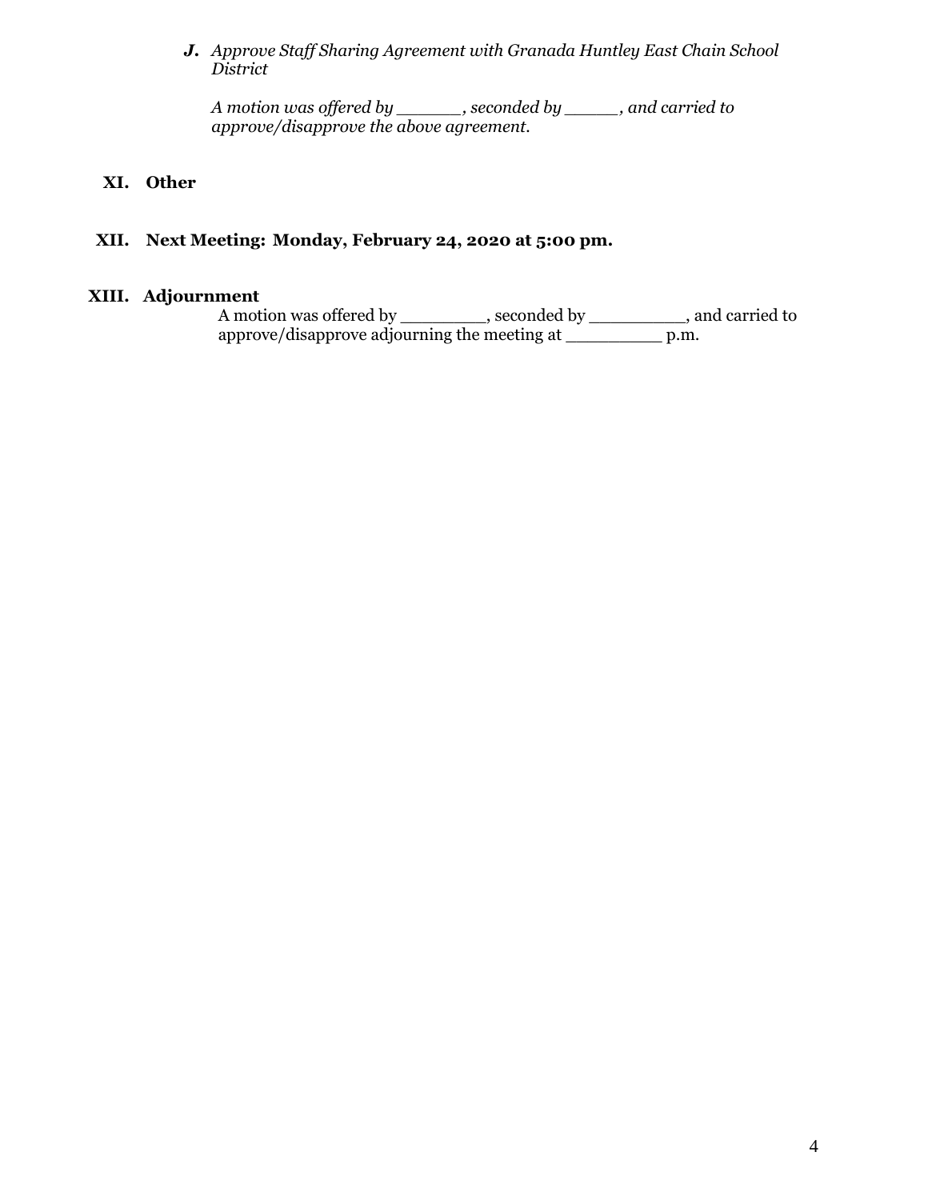***J.*** *Approve Staff Sharing Agreement with Granada Huntley East Chain School District*

*A motion was offered by ______, seconded by _____, and carried to approve/disapprove the above agreement.*

**XI. Other**

**XII. Next Meeting: Monday, February 24, 2020 at 5:00 pm.**

**XIII. Adjournment**

A motion was offered by ________, seconded by _________, and carried to approve/disapprove adjourning the meeting at _________ p.m.